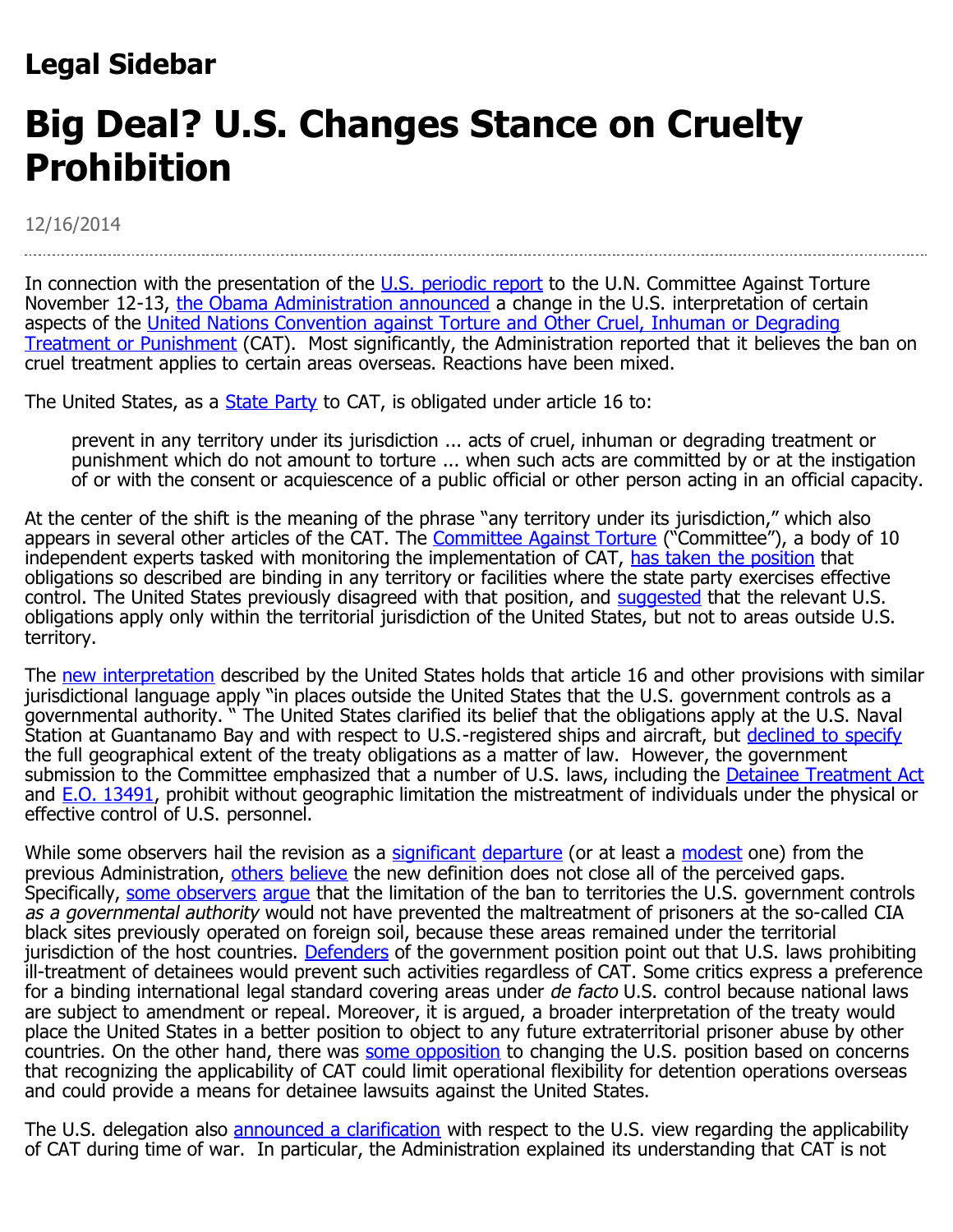# Legal Sidebar

# Big Deal? U.S. Changes Stance on Cruelty Prohibition

12/16/2014

In connection with the presentation of the U.S. periodic report to the U.N. Committee Against Torture November 12-13, the Obama Administration announced a change in the U.S. interpretation of certain aspects of the United Nations Convention against Torture and Other Cruel, Inhuman or Degrading Treatment or Punishment (CAT). Most significantly, the Administration reported that it believes the ban on cruel treatment applies to certain areas overseas. Reactions have been mixed.

The United States, as a State Party to CAT, is obligated under article 16 to:

> prevent in any territory under its jurisdiction ... acts of cruel, inhuman or degrading treatment or punishment which do not amount to torture ... when such acts are committed by or at the instigation of or with the consent or acquiescence of a public official or other person acting in an official capacity.

At the center of the shift is the meaning of the phrase "any territory under its jurisdiction," which also appears in several other articles of the CAT. The Committee Against Torture ("Committee"), a body of 10 independent experts tasked with monitoring the implementation of CAT, has taken the position that obligations so described are binding in any territory or facilities where the state party exercises effective control. The United States previously disagreed with that position, and suggested that the relevant U.S. obligations apply only within the territorial jurisdiction of the United States, but not to areas outside U.S. territory.

The new interpretation described by the United States holds that article 16 and other provisions with similar jurisdictional language apply "in places outside the United States that the U.S. government controls as a governmental authority. " The United States clarified its belief that the obligations apply at the U.S. Naval Station at Guantanamo Bay and with respect to U.S.-registered ships and aircraft, but declined to specify the full geographical extent of the treaty obligations as a matter of law. However, the government submission to the Committee emphasized that a number of U.S. laws, including the Detainee Treatment Act and E.O. 13491, prohibit without geographic limitation the mistreatment of individuals under the physical or effective control of U.S. personnel.

While some observers hail the revision as a significant departure (or at least a modest one) from the previous Administration, others believe the new definition does not close all of the perceived gaps. Specifically, some observers argue that the limitation of the ban to territories the U.S. government controls *as a governmental authority* would not have prevented the maltreatment of prisoners at the so-called CIA black sites previously operated on foreign soil, because these areas remained under the territorial jurisdiction of the host countries. Defenders of the government position point out that U.S. laws prohibiting ill-treatment of detainees would prevent such activities regardless of CAT. Some critics express a preference for a binding international legal standard covering areas under *de facto* U.S. control because national laws are subject to amendment or repeal. Moreover, it is argued, a broader interpretation of the treaty would place the United States in a better position to object to any future extraterritorial prisoner abuse by other countries. On the other hand, there was some opposition to changing the U.S. position based on concerns that recognizing the applicability of CAT could limit operational flexibility for detention operations overseas and could provide a means for detainee lawsuits against the United States.

The U.S. delegation also announced a clarification with respect to the U.S. view regarding the applicability of CAT during time of war. In particular, the Administration explained its understanding that CAT is not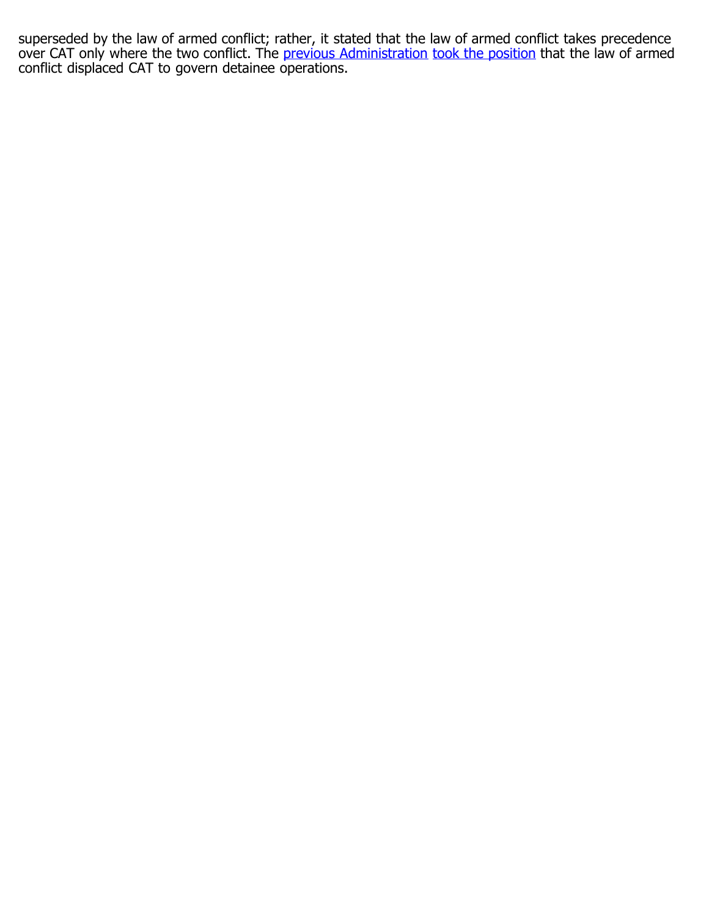superseded by the law of armed conflict; rather, it stated that the law of armed conflict takes precedence over CAT only where the two conflict. The previous Administration took the position that the law of armed conflict displaced CAT to govern detainee operations.